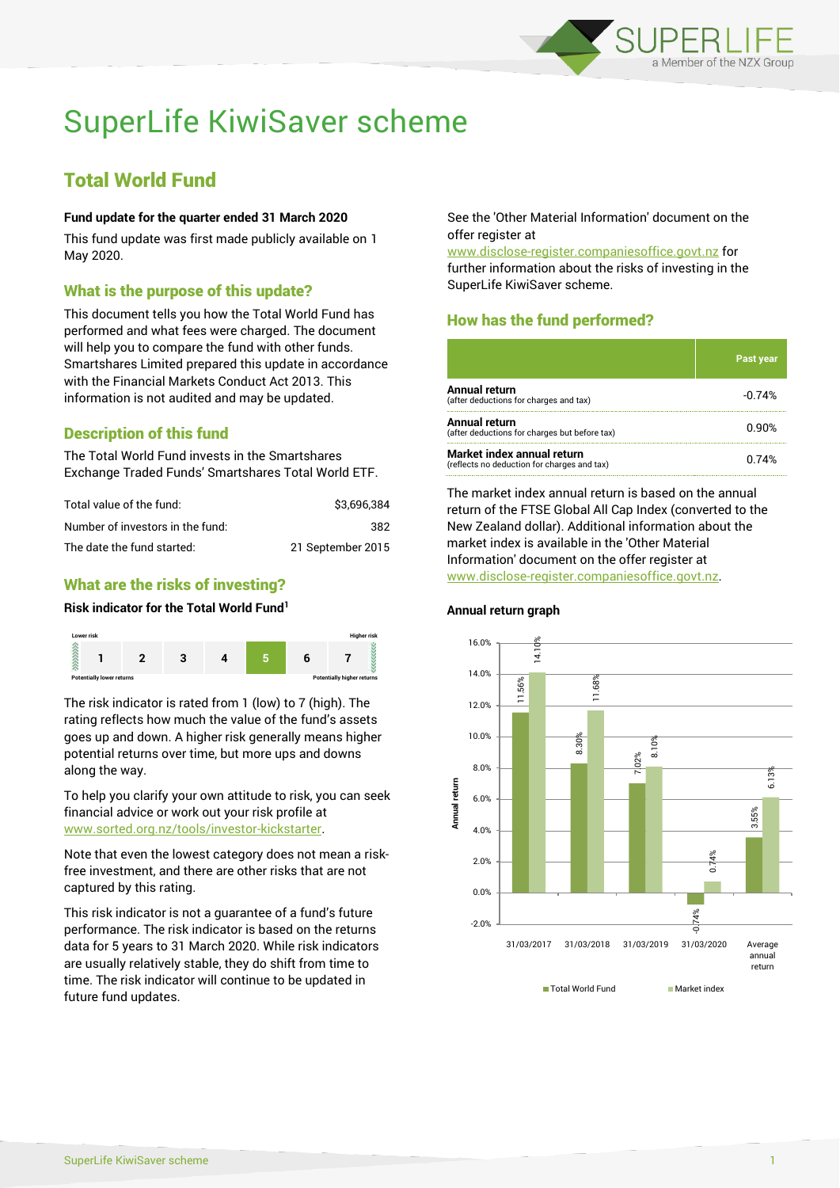# SuperLife KiwiSaver scheme

## Total World Fund

**Fund update for the quarter ended 31 March 2020**

This fund update was first made publicly available on 1 May 2020.

### What is the purpose of this update?

This document tells you how the Total World Fund has performed and what fees were charged. The document will help you to compare the fund with other funds. Smartshares Limited prepared this update in accordance with the Financial Markets Conduct Act 2013. This information is not audited and may be updated.

### Description of this fund

The Total World Fund invests in the Smartshares Exchange Traded Funds' Smartshares Total World ETF.

| | |
|---|---|
| Total value of the fund: | $3,696,384 |
| Number of investors in the fund: | 382 |
| The date the fund started: | 21 September 2015 |

### What are the risks of investing?

**Risk indicator for the Total World Fund[1]**

| Lower risk | | | | | | Higher risk |
|---|---|---|---|---|---|---|
| 1 | 2 | 3 | 4 | **5** | 6 | 7 |
| Potentially lower returns | | | | | | Potentially higher returns |

The risk indicator is rated from 1 (low) to 7 (high). The rating reflects how much the value of the fund's assets goes up and down. A higher risk generally means higher potential returns over time, but more ups and downs along the way.

To help you clarify your own attitude to risk, you can seek financial advice or work out your risk profile at www.sorted.org.nz/tools/investor-kickstarter.

Note that even the lowest category does not mean a risk-free investment, and there are other risks that are not captured by this rating.

This risk indicator is not a guarantee of a fund's future performance. The risk indicator is based on the returns data for 5 years to 31 March 2020. While risk indicators are usually relatively stable, they do shift from time to time. The risk indicator will continue to be updated in future fund updates.

See the 'Other Material Information' document on the offer register at www.disclose-register.companiesoffice.govt.nz for further information about the risks of investing in the SuperLife KiwiSaver scheme.

### How has the fund performed?

| | Past year |
|---|---|
| **Annual return** (after deductions for charges and tax) | -0.74% |
| **Annual return** (after deductions for charges but before tax) | 0.90% |
| **Market index annual return** (reflects no deduction for charges and tax) | 0.74% |

The market index annual return is based on the annual return of the FTSE Global All Cap Index (converted to the New Zealand dollar). Additional information about the market index is available in the 'Other Material Information' document on the offer register at www.disclose-register.companiesoffice.govt.nz.

**Annual return graph**

| | Total World Fund | Market index |
|---|---|---|
| 31/03/2017 | 11.56% | 14.10% |
| 31/03/2018 | 8.30% | 11.68% |
| 31/03/2019 | 7.02% | 8.10% |
| 31/03/2020 | -0.74% | 0.74% |
| Average annual return | 3.55% | 6.13% |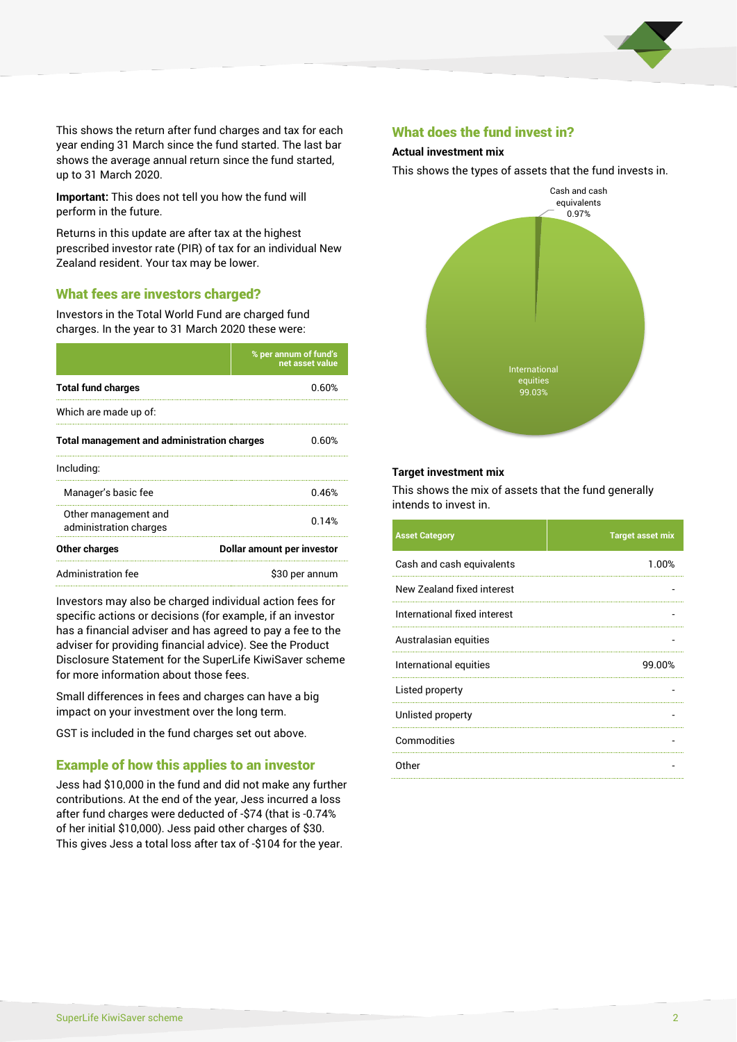This shows the return after fund charges and tax for each year ending 31 March since the fund started. The last bar shows the average annual return since the fund started, up to 31 March 2020.

**Important:** This does not tell you how the fund will perform in the future.

Returns in this update are after tax at the highest prescribed investor rate (PIR) of tax for an individual New Zealand resident. Your tax may be lower.

## What fees are investors charged?

Investors in the Total World Fund are charged fund charges. In the year to 31 March 2020 these were:

| | % per annum of fund's net asset value |
|---|---|
| **Total fund charges** | 0.60% |
| Which are made up of: | |
| **Total management and administration charges** | 0.60% |
| Including: | |
| Manager's basic fee | 0.46% |
| Other management and administration charges | 0.14% |
| **Other charges** | **Dollar amount per investor** |
| Administration fee | $30 per annum |

Investors may also be charged individual action fees for specific actions or decisions (for example, if an investor has a financial adviser and has agreed to pay a fee to the adviser for providing financial advice). See the Product Disclosure Statement for the SuperLife KiwiSaver scheme for more information about those fees.

Small differences in fees and charges can have a big impact on your investment over the long term.

GST is included in the fund charges set out above.

## Example of how this applies to an investor

Jess had $10,000 in the fund and did not make any further contributions. At the end of the year, Jess incurred a loss after fund charges were deducted of -$74 (that is -0.74% of her initial $10,000). Jess paid other charges of $30. This gives Jess a total loss after tax of -$104 for the year.

## What does the fund invest in?

### Actual investment mix

This shows the types of assets that the fund invests in.

Cash and cash equivalents 0.97%

International equities 99.03%

### Target investment mix

This shows the mix of assets that the fund generally intends to invest in.

| Asset Category | Target asset mix |
|---|---|
| Cash and cash equivalents | 1.00% |
| New Zealand fixed interest | - |
| International fixed interest | - |
| Australasian equities | - |
| International equities | 99.00% |
| Listed property | - |
| Unlisted property | - |
| Commodities | - |
| Other | - |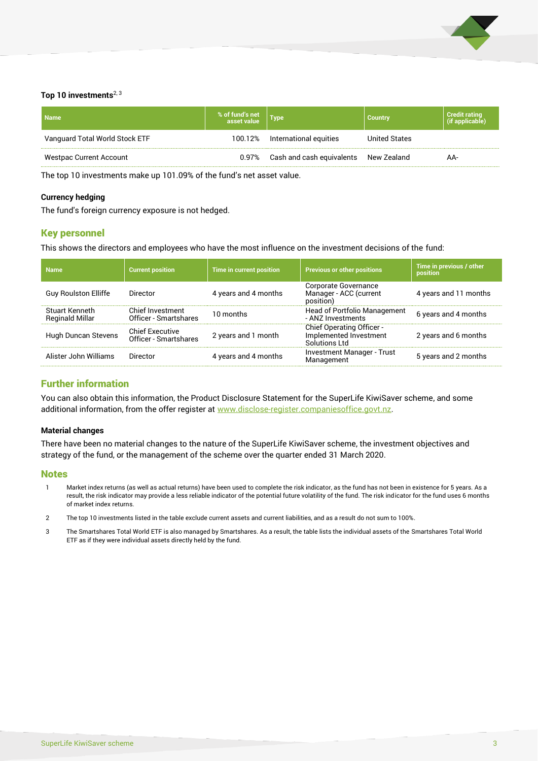### Top 10 investments[2, 3]

| Name | % of fund's net asset value | Type | Country | Credit rating (if applicable) |
|---|---|---|---|---|
| Vanguard Total World Stock ETF | 100.12% | International equities | United States | |
| Westpac Current Account | 0.97% | Cash and cash equivalents | New Zealand | AA- |

The top 10 investments make up 101.09% of the fund's net asset value.

#### Currency hedging

The fund's foreign currency exposure is not hedged.

## Key personnel

This shows the directors and employees who have the most influence on the investment decisions of the fund:

| Name | Current position | Time in current position | Previous or other positions | Time in previous / other position |
|---|---|---|---|---|
| Guy Roulston Elliffe | Director | 4 years and 4 months | Corporate Governance Manager - ACC (current position) | 4 years and 11 months |
| Stuart Kenneth Reginald Millar | Chief Investment Officer - Smartshares | 10 months | Head of Portfolio Management - ANZ Investments | 6 years and 4 months |
| Hugh Duncan Stevens | Chief Executive Officer - Smartshares | 2 years and 1 month | Chief Operating Officer - Implemented Investment Solutions Ltd | 2 years and 6 months |
| Alister John Williams | Director | 4 years and 4 months | Investment Manager - Trust Management | 5 years and 2 months |

## Further information

You can also obtain this information, the Product Disclosure Statement for the SuperLife KiwiSaver scheme, and some additional information, from the offer register at www.disclose-register.companiesoffice.govt.nz.

#### Material changes

There have been no material changes to the nature of the SuperLife KiwiSaver scheme, the investment objectives and strategy of the fund, or the management of the scheme over the quarter ended 31 March 2020.

## Notes

1. Market index returns (as well as actual returns) have been used to complete the risk indicator, as the fund has not been in existence for 5 years. As a result, the risk indicator may provide a less reliable indicator of the potential future volatility of the fund. The risk indicator for the fund uses 6 months of market index returns.
2. The top 10 investments listed in the table exclude current assets and current liabilities, and as a result do not sum to 100%.
3. The Smartshares Total World ETF is also managed by Smartshares. As a result, the table lists the individual assets of the Smartshares Total World ETF as if they were individual assets directly held by the fund.